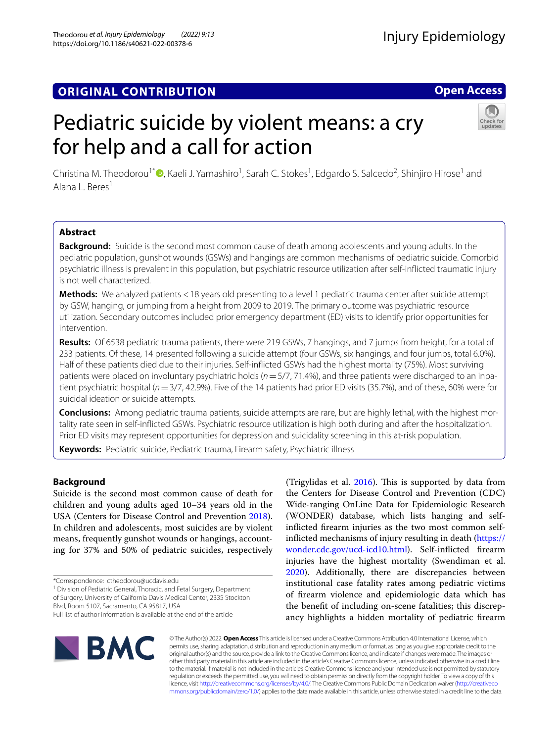ORIGINAL CONTRIBUTION

Open Access

# Pediatric suicide by violent means: a cry for help and a call for action

Christina M. Theodorou[1*], Kaeli J. Yamashiro[1], Sarah C. Stokes[1], Edgardo S. Salcedo[2], Shinjiro Hirose[1] and Alana L. Beres[1]

## Abstract

**Background:** Suicide is the second most common cause of death among adolescents and young adults. In the pediatric population, gunshot wounds (GSWs) and hangings are common mechanisms of pediatric suicide. Comorbid psychiatric illness is prevalent in this population, but psychiatric resource utilization after self-inflicted traumatic injury is not well characterized.

**Methods:** We analyzed patients < 18 years old presenting to a level 1 pediatric trauma center after suicide attempt by GSW, hanging, or jumping from a height from 2009 to 2019. The primary outcome was psychiatric resource utilization. Secondary outcomes included prior emergency department (ED) visits to identify prior opportunities for intervention.

**Results:** Of 6538 pediatric trauma patients, there were 219 GSWs, 7 hangings, and 7 jumps from height, for a total of 233 patients. Of these, 14 presented following a suicide attempt (four GSWs, six hangings, and four jumps, total 6.0%). Half of these patients died due to their injuries. Self-inflicted GSWs had the highest mortality (75%). Most surviving patients were placed on involuntary psychiatric holds ($n = 5/7$, 71.4%), and three patients were discharged to an inpatient psychiatric hospital ($n = 3/7$, 42.9%). Five of the 14 patients had prior ED visits (35.7%), and of these, 60% were for suicidal ideation or suicide attempts.

**Conclusions:** Among pediatric trauma patients, suicide attempts are rare, but are highly lethal, with the highest mortality rate seen in self-inflicted GSWs. Psychiatric resource utilization is high both during and after the hospitalization. Prior ED visits may represent opportunities for depression and suicidality screening in this at-risk population.

**Keywords:** Pediatric suicide, Pediatric trauma, Firearm safety, Psychiatric illness

## Background

Suicide is the second most common cause of death for children and young adults aged 10–34 years old in the USA (Centers for Disease Control and Prevention 2018). In children and adolescents, most suicides are by violent means, frequently gunshot wounds or hangings, accounting for 37% and 50% of pediatric suicides, respectively (Trigylidas et al. 2016). This is supported by data from the Centers for Disease Control and Prevention (CDC) Wide-ranging OnLine Data for Epidemiologic Research (WONDER) database, which lists hanging and self-inflicted firearm injuries as the two most common self-inflicted mechanisms of injury resulting in death (https://wonder.cdc.gov/ucd-icd10.html). Self-inflicted firearm injuries have the highest mortality (Swendiman et al. 2020). Additionally, there are discrepancies between institutional case fatality rates among pediatric victims of firearm violence and epidemiologic data which has the benefit of including on-scene fatalities; this discrepancy highlights a hidden mortality of pediatric firearm

*Correspondence: ctheodorou@ucdavis.edu
[1] Division of Pediatric General, Thoracic, and Fetal Surgery, Department of Surgery, University of California Davis Medical Center, 2335 Stockton Blvd, Room 5107, Sacramento, CA 95817, USA
Full list of author information is available at the end of the article

© The Author(s) 2022. Open Access This article is licensed under a Creative Commons Attribution 4.0 International License, which permits use, sharing, adaptation, distribution and reproduction in any medium or format, as long as you give appropriate credit to the original author(s) and the source, provide a link to the Creative Commons licence, and indicate if changes were made. The images or other third party material in this article are included in the article's Creative Commons licence, unless indicated otherwise in a credit line to the material. If material is not included in the article's Creative Commons licence and your intended use is not permitted by statutory regulation or exceeds the permitted use, you will need to obtain permission directly from the copyright holder. To view a copy of this licence, visit http://creativecommons.org/licenses/by/4.0/. The Creative Commons Public Domain Dedication waiver (http://creativecommons.org/publicdomain/zero/1.0/) applies to the data made available in this article, unless otherwise stated in a credit line to the data.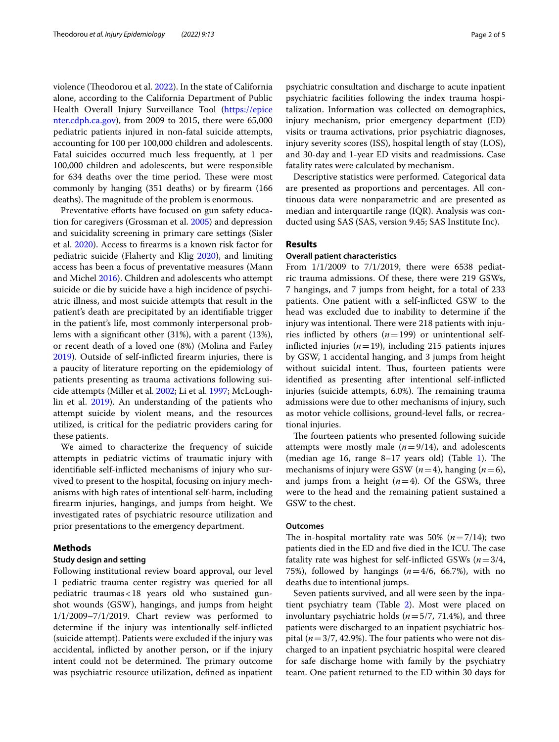violence (Theodorou et al. 2022). In the state of California alone, according to the California Department of Public Health Overall Injury Surveillance Tool (https://epicenter.cdph.ca.gov), from 2009 to 2015, there were 65,000 pediatric patients injured in non-fatal suicide attempts, accounting for 100 per 100,000 children and adolescents. Fatal suicides occurred much less frequently, at 1 per 100,000 children and adolescents, but were responsible for 634 deaths over the time period. These were most commonly by hanging (351 deaths) or by firearm (166 deaths). The magnitude of the problem is enormous.

Preventative efforts have focused on gun safety education for caregivers (Grossman et al. 2005) and depression and suicidality screening in primary care settings (Sisler et al. 2020). Access to firearms is a known risk factor for pediatric suicide (Flaherty and Klig 2020), and limiting access has been a focus of preventative measures (Mann and Michel 2016). Children and adolescents who attempt suicide or die by suicide have a high incidence of psychiatric illness, and most suicide attempts that result in the patient's death are precipitated by an identifiable trigger in the patient's life, most commonly interpersonal problems with a significant other (31%), with a parent (13%), or recent death of a loved one (8%) (Molina and Farley 2019). Outside of self-inflicted firearm injuries, there is a paucity of literature reporting on the epidemiology of patients presenting as trauma activations following suicide attempts (Miller et al. 2002; Li et al. 1997; McLoughlin et al. 2019). An understanding of the patients who attempt suicide by violent means, and the resources utilized, is critical for the pediatric providers caring for these patients.

We aimed to characterize the frequency of suicide attempts in pediatric victims of traumatic injury with identifiable self-inflicted mechanisms of injury who survived to present to the hospital, focusing on injury mechanisms with high rates of intentional self-harm, including firearm injuries, hangings, and jumps from height. We investigated rates of psychiatric resource utilization and prior presentations to the emergency department.

## Methods

### Study design and setting

Following institutional review board approval, our level 1 pediatric trauma center registry was queried for all pediatric traumas < 18 years old who sustained gunshot wounds (GSW), hangings, and jumps from height 1/1/2009–7/1/2019. Chart review was performed to determine if the injury was intentionally self-inflicted (suicide attempt). Patients were excluded if the injury was accidental, inflicted by another person, or if the injury intent could not be determined. The primary outcome was psychiatric resource utilization, defined as inpatient psychiatric consultation and discharge to acute inpatient psychiatric facilities following the index trauma hospitalization. Information was collected on demographics, injury mechanism, prior emergency department (ED) visits or trauma activations, prior psychiatric diagnoses, injury severity scores (ISS), hospital length of stay (LOS), and 30-day and 1-year ED visits and readmissions. Case fatality rates were calculated by mechanism.

Descriptive statistics were performed. Categorical data are presented as proportions and percentages. All continuous data were nonparametric and are presented as median and interquartile range (IQR). Analysis was conducted using SAS (SAS, version 9.45; SAS Institute Inc).

## Results

### Overall patient characteristics

From 1/1/2009 to 7/1/2019, there were 6538 pediatric trauma admissions. Of these, there were 219 GSWs, 7 hangings, and 7 jumps from height, for a total of 233 patients. One patient with a self-inflicted GSW to the head was excluded due to inability to determine if the injury was intentional. There were 218 patients with injuries inflicted by others ($n=199$) or unintentional self-inflicted injuries ($n=19$), including 215 patients injures by GSW, 1 accidental hanging, and 3 jumps from height without suicidal intent. Thus, fourteen patients were identified as presenting after intentional self-inflicted injuries (suicide attempts, 6.0%). The remaining trauma admissions were due to other mechanisms of injury, such as motor vehicle collisions, ground-level falls, or recreational injuries.

The fourteen patients who presented following suicide attempts were mostly male ($n=9/14$), and adolescents (median age 16, range 8–17 years old) (Table 1). The mechanisms of injury were GSW ($n=4$), hanging ($n=6$), and jumps from a height ($n=4$). Of the GSWs, three were to the head and the remaining patient sustained a GSW to the chest.

### Outcomes

The in-hospital mortality rate was 50% ($n=7/14$); two patients died in the ED and five died in the ICU. The case fatality rate was highest for self-inflicted GSWs ($n=3/4$, 75%), followed by hangings ($n=4/6$, 66.7%), with no deaths due to intentional jumps.

Seven patients survived, and all were seen by the inpatient psychiatry team (Table 2). Most were placed on involuntary psychiatric holds ($n=5/7$, 71.4%), and three patients were discharged to an inpatient psychiatric hospital ($n=3/7$, 42.9%). The four patients who were not discharged to an inpatient psychiatric hospital were cleared for safe discharge home with family by the psychiatry team. One patient returned to the ED within 30 days for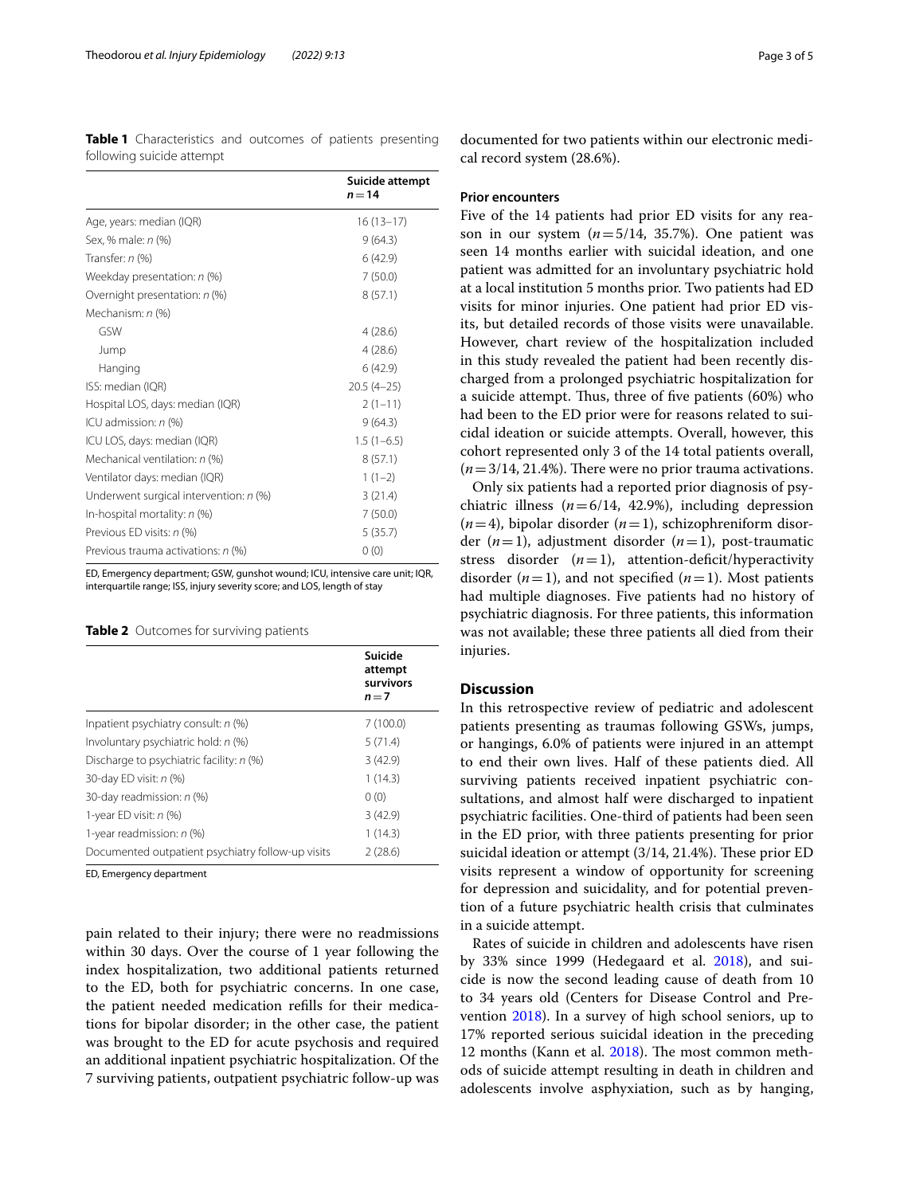**Table 1** Characteristics and outcomes of patients presenting following suicide attempt

| | Suicide attempt $n = 14$ |
|---|---|
| Age, years: median (IQR) | 16 (13–17) |
| Sex, % male: n (%) | 9 (64.3) |
| Transfer: n (%) | 6 (42.9) |
| Weekday presentation: n (%) | 7 (50.0) |
| Overnight presentation: n (%) | 8 (57.1) |
| Mechanism: n (%) | |
| GSW | 4 (28.6) |
| Jump | 4 (28.6) |
| Hanging | 6 (42.9) |
| ISS: median (IQR) | 20.5 (4–25) |
| Hospital LOS, days: median (IQR) | 2 (1–11) |
| ICU admission: n (%) | 9 (64.3) |
| ICU LOS, days: median (IQR) | 1.5 (1–6.5) |
| Mechanical ventilation: n (%) | 8 (57.1) |
| Ventilator days: median (IQR) | 1 (1–2) |
| Underwent surgical intervention: n (%) | 3 (21.4) |
| In-hospital mortality: n (%) | 7 (50.0) |
| Previous ED visits: n (%) | 5 (35.7) |
| Previous trauma activations: n (%) | 0 (0) |

ED, Emergency department; GSW, gunshot wound; ICU, intensive care unit; IQR, interquartile range; ISS, injury severity score; and LOS, length of stay

**Table 2** Outcomes for surviving patients

| | Suicide attempt survivors $n = 7$ |
|---|---|
| Inpatient psychiatry consult: n (%) | 7 (100.0) |
| Involuntary psychiatric hold: n (%) | 5 (71.4) |
| Discharge to psychiatric facility: n (%) | 3 (42.9) |
| 30-day ED visit: n (%) | 1 (14.3) |
| 30-day readmission: n (%) | 0 (0) |
| 1-year ED visit: n (%) | 3 (42.9) |
| 1-year readmission: n (%) | 1 (14.3) |
| Documented outpatient psychiatry follow-up visits | 2 (28.6) |

ED, Emergency department

pain related to their injury; there were no readmissions within 30 days. Over the course of 1 year following the index hospitalization, two additional patients returned to the ED, both for psychiatric concerns. In one case, the patient needed medication refills for their medications for bipolar disorder; in the other case, the patient was brought to the ED for acute psychosis and required an additional inpatient psychiatric hospitalization. Of the 7 surviving patients, outpatient psychiatric follow-up was documented for two patients within our electronic medical record system (28.6%).

### Prior encounters

Five of the 14 patients had prior ED visits for any reason in our system ($n = 5/14$, 35.7%). One patient was seen 14 months earlier with suicidal ideation, and one patient was admitted for an involuntary psychiatric hold at a local institution 5 months prior. Two patients had ED visits for minor injuries. One patient had prior ED visits, but detailed records of those visits were unavailable. However, chart review of the hospitalization included in this study revealed the patient had been recently discharged from a prolonged psychiatric hospitalization for a suicide attempt. Thus, three of five patients (60%) who had been to the ED prior were for reasons related to suicidal ideation or suicide attempts. Overall, however, this cohort represented only 3 of the 14 total patients overall, ($n = 3/14$, 21.4%). There were no prior trauma activations.

Only six patients had a reported prior diagnosis of psychiatric illness ($n = 6/14$, 42.9%), including depression ($n = 4$), bipolar disorder ($n = 1$), schizophreniform disorder ($n = 1$), adjustment disorder ($n = 1$), post-traumatic stress disorder ($n = 1$), attention-deficit/hyperactivity disorder ($n = 1$), and not specified ($n = 1$). Most patients had multiple diagnoses. Five patients had no history of psychiatric diagnosis. For three patients, this information was not available; these three patients all died from their injuries.

## Discussion

In this retrospective review of pediatric and adolescent patients presenting as traumas following GSWs, jumps, or hangings, 6.0% of patients were injured in an attempt to end their own lives. Half of these patients died. All surviving patients received inpatient psychiatric consultations, and almost half were discharged to inpatient psychiatric facilities. One-third of patients had been seen in the ED prior, with three patients presenting for prior suicidal ideation or attempt (3/14, 21.4%). These prior ED visits represent a window of opportunity for screening for depression and suicidality, and for potential prevention of a future psychiatric health crisis that culminates in a suicide attempt.

Rates of suicide in children and adolescents have risen by 33% since 1999 (Hedegaard et al. 2018), and suicide is now the second leading cause of death from 10 to 34 years old (Centers for Disease Control and Prevention 2018). In a survey of high school seniors, up to 17% reported serious suicidal ideation in the preceding 12 months (Kann et al. 2018). The most common methods of suicide attempt resulting in death in children and adolescents involve asphyxiation, such as by hanging,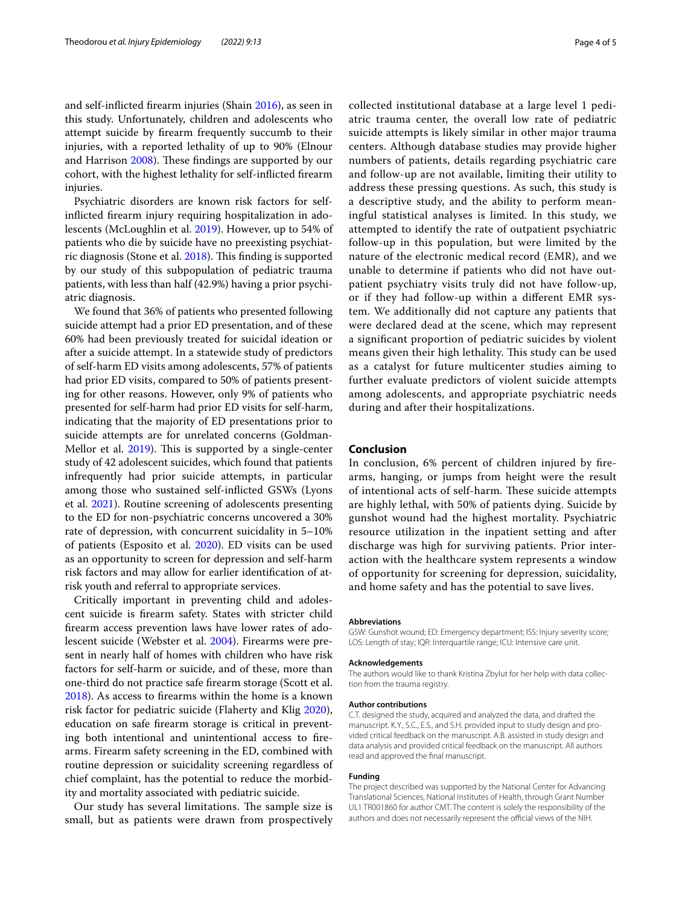and self-inflicted firearm injuries (Shain 2016), as seen in this study. Unfortunately, children and adolescents who attempt suicide by firearm frequently succumb to their injuries, with a reported lethality of up to 90% (Elnour and Harrison 2008). These findings are supported by our cohort, with the highest lethality for self-inflicted firearm injuries.

Psychiatric disorders are known risk factors for self-inflicted firearm injury requiring hospitalization in adolescents (McLoughlin et al. 2019). However, up to 54% of patients who die by suicide have no preexisting psychiatric diagnosis (Stone et al. 2018). This finding is supported by our study of this subpopulation of pediatric trauma patients, with less than half (42.9%) having a prior psychiatric diagnosis.

We found that 36% of patients who presented following suicide attempt had a prior ED presentation, and of these 60% had been previously treated for suicidal ideation or after a suicide attempt. In a statewide study of predictors of self-harm ED visits among adolescents, 57% of patients had prior ED visits, compared to 50% of patients presenting for other reasons. However, only 9% of patients who presented for self-harm had prior ED visits for self-harm, indicating that the majority of ED presentations prior to suicide attempts are for unrelated concerns (Goldman-Mellor et al. 2019). This is supported by a single-center study of 42 adolescent suicides, which found that patients infrequently had prior suicide attempts, in particular among those who sustained self-inflicted GSWs (Lyons et al. 2021). Routine screening of adolescents presenting to the ED for non-psychiatric concerns uncovered a 30% rate of depression, with concurrent suicidality in 5–10% of patients (Esposito et al. 2020). ED visits can be used as an opportunity to screen for depression and self-harm risk factors and may allow for earlier identification of at-risk youth and referral to appropriate services.

Critically important in preventing child and adolescent suicide is firearm safety. States with stricter child firearm access prevention laws have lower rates of adolescent suicide (Webster et al. 2004). Firearms were present in nearly half of homes with children who have risk factors for self-harm or suicide, and of these, more than one-third do not practice safe firearm storage (Scott et al. 2018). As access to firearms within the home is a known risk factor for pediatric suicide (Flaherty and Klig 2020), education on safe firearm storage is critical in preventing both intentional and unintentional access to firearms. Firearm safety screening in the ED, combined with routine depression or suicidality screening regardless of chief complaint, has the potential to reduce the morbidity and mortality associated with pediatric suicide.

Our study has several limitations. The sample size is small, but as patients were drawn from prospectively collected institutional database at a large level 1 pediatric trauma center, the overall low rate of pediatric suicide attempts is likely similar in other major trauma centers. Although database studies may provide higher numbers of patients, details regarding psychiatric care and follow-up are not available, limiting their utility to address these pressing questions. As such, this study is a descriptive study, and the ability to perform meaningful statistical analyses is limited. In this study, we attempted to identify the rate of outpatient psychiatric follow-up in this population, but were limited by the nature of the electronic medical record (EMR), and we unable to determine if patients who did not have outpatient psychiatry visits truly did not have follow-up, or if they had follow-up within a different EMR system. We additionally did not capture any patients that were declared dead at the scene, which may represent a significant proportion of pediatric suicides by violent means given their high lethality. This study can be used as a catalyst for future multicenter studies aiming to further evaluate predictors of violent suicide attempts among adolescents, and appropriate psychiatric needs during and after their hospitalizations.

## Conclusion

In conclusion, 6% percent of children injured by firearms, hanging, or jumps from height were the result of intentional acts of self-harm. These suicide attempts are highly lethal, with 50% of patients dying. Suicide by gunshot wound had the highest mortality. Psychiatric resource utilization in the inpatient setting and after discharge was high for surviving patients. Prior interaction with the healthcare system represents a window of opportunity for screening for depression, suicidality, and home safety and has the potential to save lives.

#### Abbreviations

GSW: Gunshot wound; ED: Emergency department; ISS: Injury severity score; LOS: Length of stay; IQR: Interquartile range; ICU: Intensive care unit.

#### Acknowledgements

The authors would like to thank Kristina Zbylut for her help with data collection from the trauma registry.

#### Author contributions

C.T. designed the study, acquired and analyzed the data, and drafted the manuscript. K.Y., S.C., E.S., and S.H. provided input to study design and provided critical feedback on the manuscript. A.B. assisted in study design and data analysis and provided critical feedback on the manuscript. All authors read and approved the final manuscript.

#### Funding

The project described was supported by the National Center for Advancing Translational Sciences, National Institutes of Health, through Grant Number UL1 TR001860 for author CMT. The content is solely the responsibility of the authors and does not necessarily represent the official views of the NIH.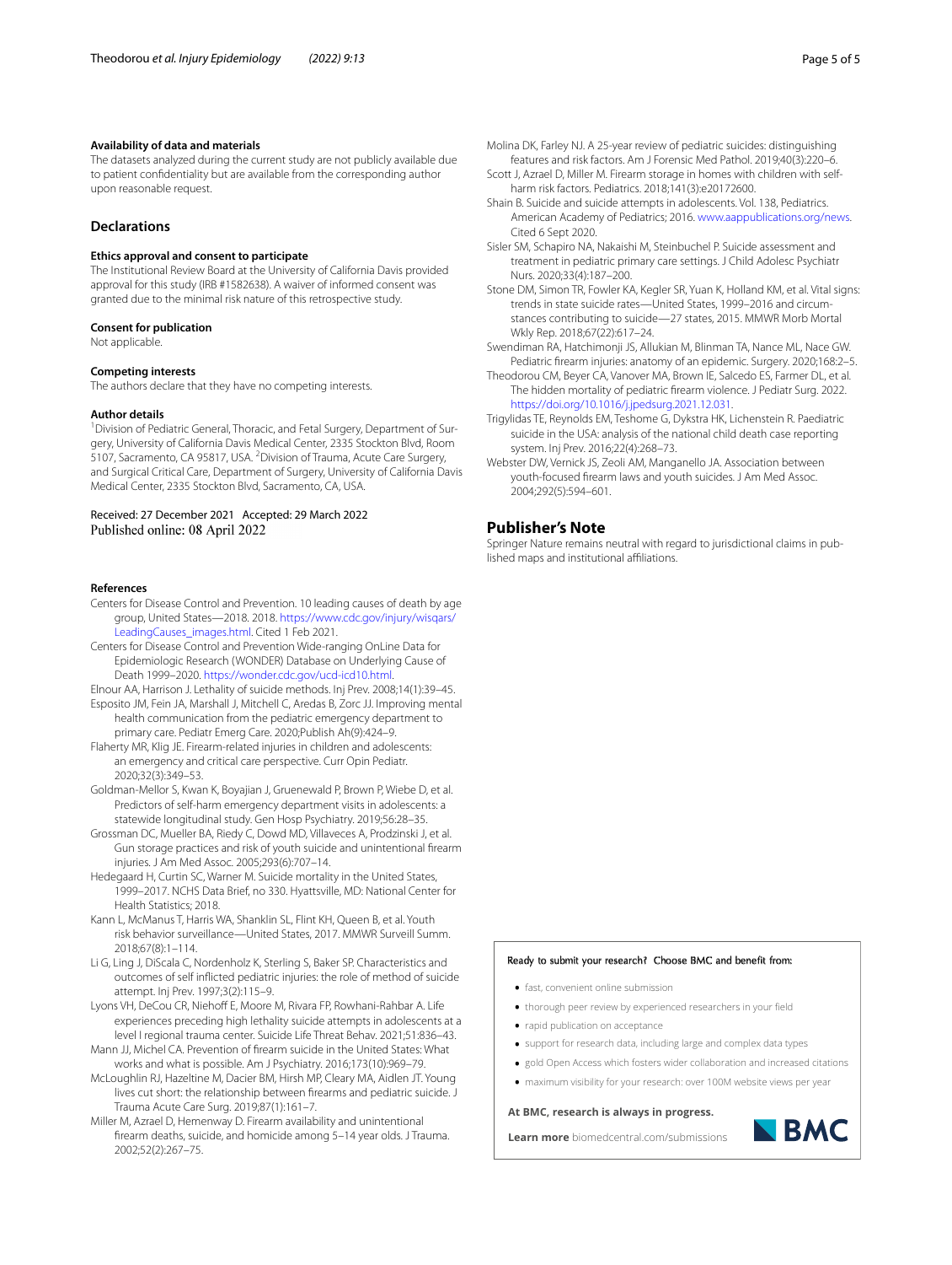#### Availability of data and materials

The datasets analyzed during the current study are not publicly available due to patient confidentiality but are available from the corresponding author upon reasonable request.

## Declarations

#### Ethics approval and consent to participate

The Institutional Review Board at the University of California Davis provided approval for this study (IRB #1582638). A waiver of informed consent was granted due to the minimal risk nature of this retrospective study.

#### Consent for publication

Not applicable.

#### Competing interests

The authors declare that they have no competing interests.

#### Author details

[1]Division of Pediatric General, Thoracic, and Fetal Surgery, Department of Surgery, University of California Davis Medical Center, 2335 Stockton Blvd, Room 5107, Sacramento, CA 95817, USA. [2]Division of Trauma, Acute Care Surgery, and Surgical Critical Care, Department of Surgery, University of California Davis Medical Center, 2335 Stockton Blvd, Sacramento, CA, USA.

Received: 27 December 2021 Accepted: 29 March 2022
Published online: 08 April 2022

#### References

Centers for Disease Control and Prevention. 10 leading causes of death by age group, United States—2018. 2018. https://www.cdc.gov/injury/wisqars/LeadingCauses_images.html. Cited 1 Feb 2021.

Centers for Disease Control and Prevention Wide-ranging OnLine Data for Epidemiologic Research (WONDER) Database on Underlying Cause of Death 1999–2020. https://wonder.cdc.gov/ucd-icd10.html.

Elnour AA, Harrison J. Lethality of suicide methods. Inj Prev. 2008;14(1):39–45.

Esposito JM, Fein JA, Marshall J, Mitchell C, Aredas B, Zorc JJ. Improving mental health communication from the pediatric emergency department to primary care. Pediatr Emerg Care. 2020;Publish Ah(9):424–9.

Flaherty MR, Klig JE. Firearm-related injuries in children and adolescents: an emergency and critical care perspective. Curr Opin Pediatr. 2020;32(3):349–53.

Goldman-Mellor S, Kwan K, Boyajian J, Gruenewald P, Brown P, Wiebe D, et al. Predictors of self-harm emergency department visits in adolescents: a statewide longitudinal study. Gen Hosp Psychiatry. 2019;56:28–35.

Grossman DC, Mueller BA, Riedy C, Dowd MD, Villaveces A, Prodzinski J, et al. Gun storage practices and risk of youth suicide and unintentional firearm injuries. J Am Med Assoc. 2005;293(6):707–14.

Hedegaard H, Curtin SC, Warner M. Suicide mortality in the United States, 1999–2017. NCHS Data Brief, no 330. Hyattsville, MD: National Center for Health Statistics; 2018.

Kann L, McManus T, Harris WA, Shanklin SL, Flint KH, Queen B, et al. Youth risk behavior surveillance—United States, 2017. MMWR Surveill Summ. 2018;67(8):1–114.

Li G, Ling J, DiScala C, Nordenholz K, Sterling S, Baker SP. Characteristics and outcomes of self inflicted pediatric injuries: the role of method of suicide attempt. Inj Prev. 1997;3(2):115–9.

Lyons VH, DeCou CR, Niehoff E, Moore M, Rivara FP, Rowhani-Rahbar A. Life experiences preceding high lethality suicide attempts in adolescents at a level I regional trauma center. Suicide Life Threat Behav. 2021;51:836–43.

Mann JJ, Michel CA. Prevention of firearm suicide in the United States: What works and what is possible. Am J Psychiatry. 2016;173(10):969–79.

McLoughlin RJ, Hazeltine M, Dacier BM, Hirsh MP, Cleary MA, Aidlen JT. Young lives cut short: the relationship between firearms and pediatric suicide. J Trauma Acute Care Surg. 2019;87(1):161–7.

Miller M, Azrael D, Hemenway D. Firearm availability and unintentional firearm deaths, suicide, and homicide among 5–14 year olds. J Trauma. 2002;52(2):267–75.

Molina DK, Farley NJ. A 25-year review of pediatric suicides: distinguishing features and risk factors. Am J Forensic Med Pathol. 2019;40(3):220–6.

Scott J, Azrael D, Miller M. Firearm storage in homes with children with self-harm risk factors. Pediatrics. 2018;141(3):e20172600.

Shain B. Suicide and suicide attempts in adolescents. Vol. 138, Pediatrics. American Academy of Pediatrics; 2016. www.aappublications.org/news. Cited 6 Sept 2020.

Sisler SM, Schapiro NA, Nakaishi M, Steinbuchel P. Suicide assessment and treatment in pediatric primary care settings. J Child Adolesc Psychiatr Nurs. 2020;33(4):187–200.

Stone DM, Simon TR, Fowler KA, Kegler SR, Yuan K, Holland KM, et al. Vital signs: trends in state suicide rates—United States, 1999–2016 and circumstances contributing to suicide—27 states, 2015. MMWR Morb Mortal Wkly Rep. 2018;67(22):617–24.

Swendiman RA, Hatchimonji JS, Allukian M, Blinman TA, Nance ML, Nace GW. Pediatric firearm injuries: anatomy of an epidemic. Surgery. 2020;168:2–5.

Theodorou CM, Beyer CA, Vanover MA, Brown IE, Salcedo ES, Farmer DL, et al. The hidden mortality of pediatric firearm violence. J Pediatr Surg. 2022. https://doi.org/10.1016/j.jpedsurg.2021.12.031.

Trigylidas TE, Reynolds EM, Teshome G, Dykstra HK, Lichenstein R. Paediatric suicide in the USA: analysis of the national child death case reporting system. Inj Prev. 2016;22(4):268–73.

Webster DW, Vernick JS, Zeoli AM, Manganello JA. Association between youth-focused firearm laws and youth suicides. J Am Med Assoc. 2004;292(5):594–601.

## Publisher's Note

Springer Nature remains neutral with regard to jurisdictional claims in published maps and institutional affiliations.

Ready to submit your research? Choose BMC and benefit from:

- fast, convenient online submission
- thorough peer review by experienced researchers in your field
- rapid publication on acceptance
- support for research data, including large and complex data types
- gold Open Access which fosters wider collaboration and increased citations
- maximum visibility for your research: over 100M website views per year

**At BMC, research is always in progress.**

**Learn more** biomedcentral.com/submissions

BMC